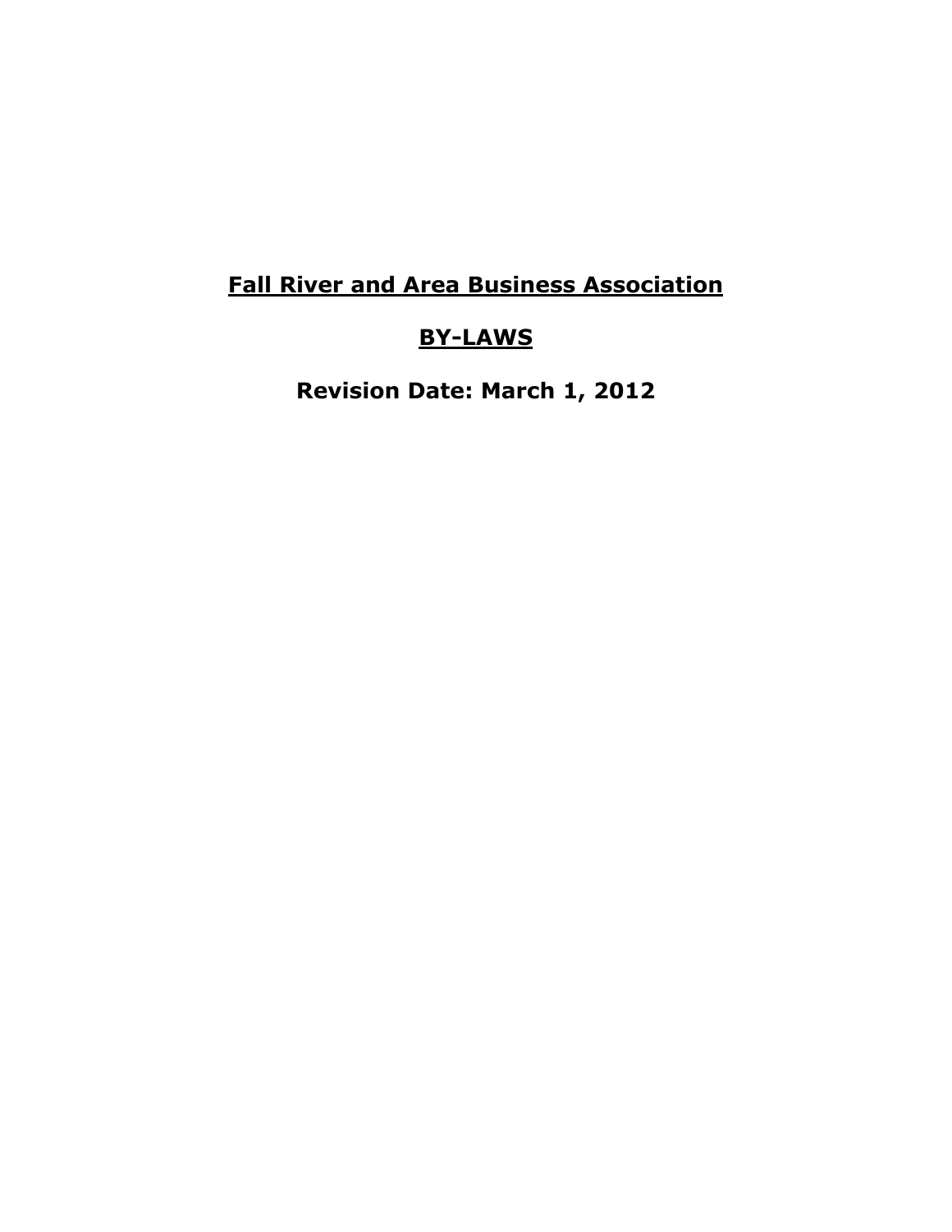# **Fall River and Area Business Association**

## **BY-LAWS**

**Revision Date: March 1, 2012**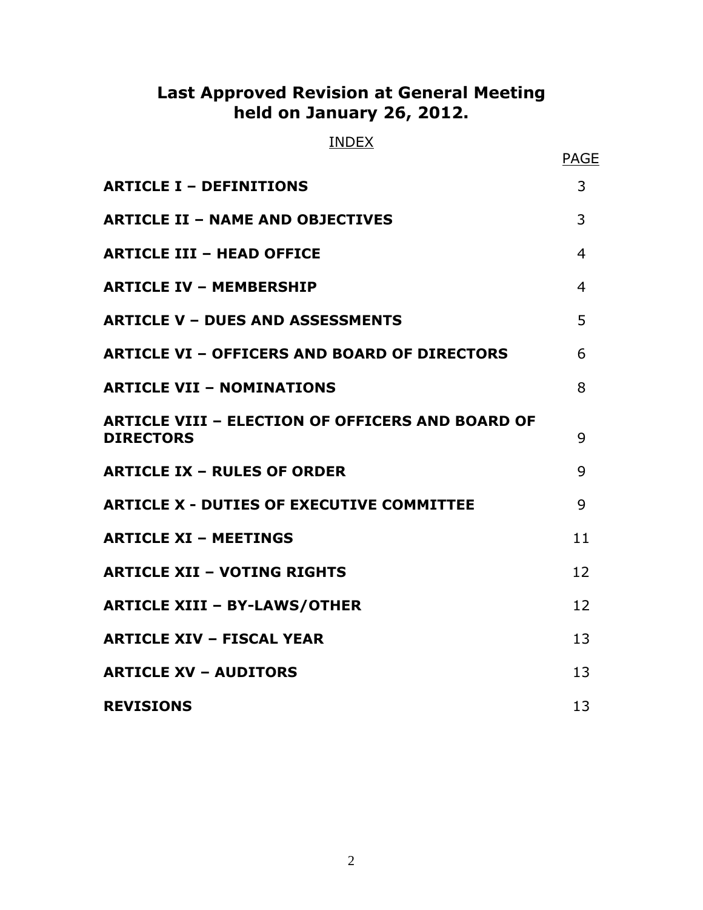## Last Approved Revision at General Meeting held on January 26, 2012.

INDEX

| | PAGE |
|---|---|
| **ARTICLE I – DEFINITIONS** | 3 |
| **ARTICLE II – NAME AND OBJECTIVES** | 3 |
| **ARTICLE III – HEAD OFFICE** | 4 |
| **ARTICLE IV – MEMBERSHIP** | 4 |
| **ARTICLE V – DUES AND ASSESSMENTS** | 5 |
| **ARTICLE VI – OFFICERS AND BOARD OF DIRECTORS** | 6 |
| **ARTICLE VII – NOMINATIONS** | 8 |
| **ARTICLE VIII – ELECTION OF OFFICERS AND BOARD OF DIRECTORS** | 9 |
| **ARTICLE IX – RULES OF ORDER** | 9 |
| **ARTICLE X - DUTIES OF EXECUTIVE COMMITTEE** | 9 |
| **ARTICLE XI – MEETINGS** | 11 |
| **ARTICLE XII – VOTING RIGHTS** | 12 |
| **ARTICLE XIII – BY-LAWS/OTHER** | 12 |
| **ARTICLE XIV – FISCAL YEAR** | 13 |
| **ARTICLE XV – AUDITORS** | 13 |
| **REVISIONS** | 13 |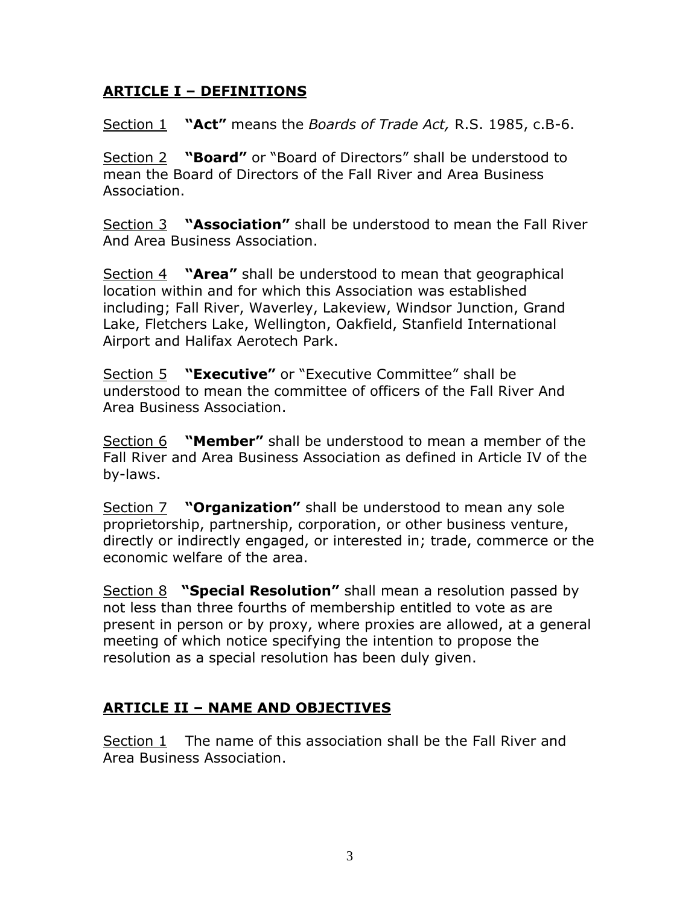## **ARTICLE I – DEFINITIONS**

Section 1 **"Act"** means the *Boards of Trade Act,* R.S. 1985, c.B-6.

Section 2 **"Board"** or "Board of Directors" shall be understood to mean the Board of Directors of the Fall River and Area Business Association.

Section 3 **"Association"** shall be understood to mean the Fall River And Area Business Association.

Section 4 **"Area"** shall be understood to mean that geographical location within and for which this Association was established including; Fall River, Waverley, Lakeview, Windsor Junction, Grand Lake, Fletchers Lake, Wellington, Oakfield, Stanfield International Airport and Halifax Aerotech Park.

Section 5 **"Executive"** or "Executive Committee" shall be understood to mean the committee of officers of the Fall River And Area Business Association.

Section 6 **"Member"** shall be understood to mean a member of the Fall River and Area Business Association as defined in Article IV of the by-laws.

Section 7 **"Organization"** shall be understood to mean any sole proprietorship, partnership, corporation, or other business venture, directly or indirectly engaged, or interested in; trade, commerce or the economic welfare of the area.

Section 8 **"Special Resolution"** shall mean a resolution passed by not less than three fourths of membership entitled to vote as are present in person or by proxy, where proxies are allowed, at a general meeting of which notice specifying the intention to propose the resolution as a special resolution has been duly given.

## **ARTICLE II – NAME AND OBJECTIVES**

Section 1 The name of this association shall be the Fall River and Area Business Association.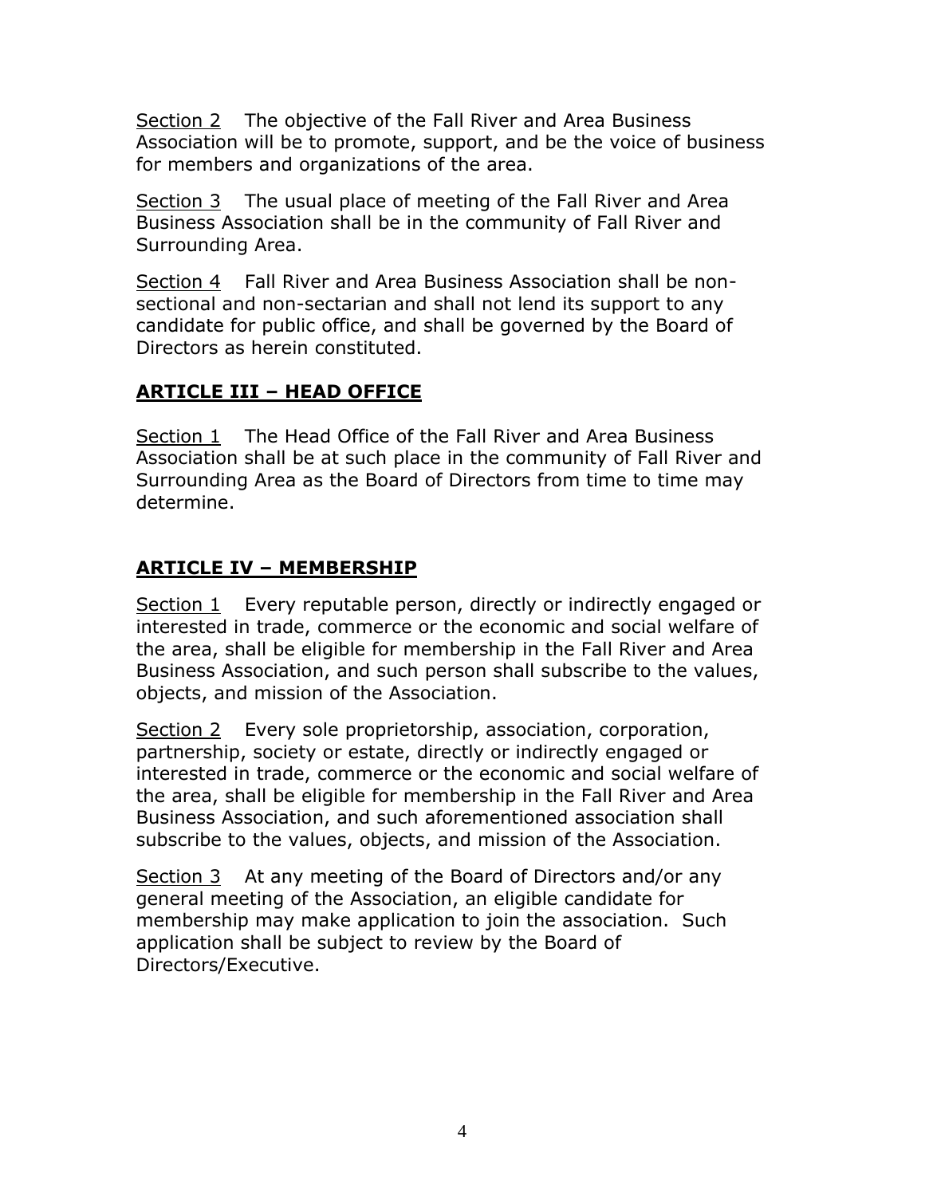Section 2 The objective of the Fall River and Area Business Association will be to promote, support, and be the voice of business for members and organizations of the area.

Section 3 The usual place of meeting of the Fall River and Area Business Association shall be in the community of Fall River and Surrounding Area.

Section 4 Fall River and Area Business Association shall be non-sectional and non-sectarian and shall not lend its support to any candidate for public office, and shall be governed by the Board of Directors as herein constituted.

## ARTICLE III – HEAD OFFICE

Section 1 The Head Office of the Fall River and Area Business Association shall be at such place in the community of Fall River and Surrounding Area as the Board of Directors from time to time may determine.

## ARTICLE IV – MEMBERSHIP

Section 1 Every reputable person, directly or indirectly engaged or interested in trade, commerce or the economic and social welfare of the area, shall be eligible for membership in the Fall River and Area Business Association, and such person shall subscribe to the values, objects, and mission of the Association.

Section 2 Every sole proprietorship, association, corporation, partnership, society or estate, directly or indirectly engaged or interested in trade, commerce or the economic and social welfare of the area, shall be eligible for membership in the Fall River and Area Business Association, and such aforementioned association shall subscribe to the values, objects, and mission of the Association.

Section 3 At any meeting of the Board of Directors and/or any general meeting of the Association, an eligible candidate for membership may make application to join the association. Such application shall be subject to review by the Board of Directors/Executive.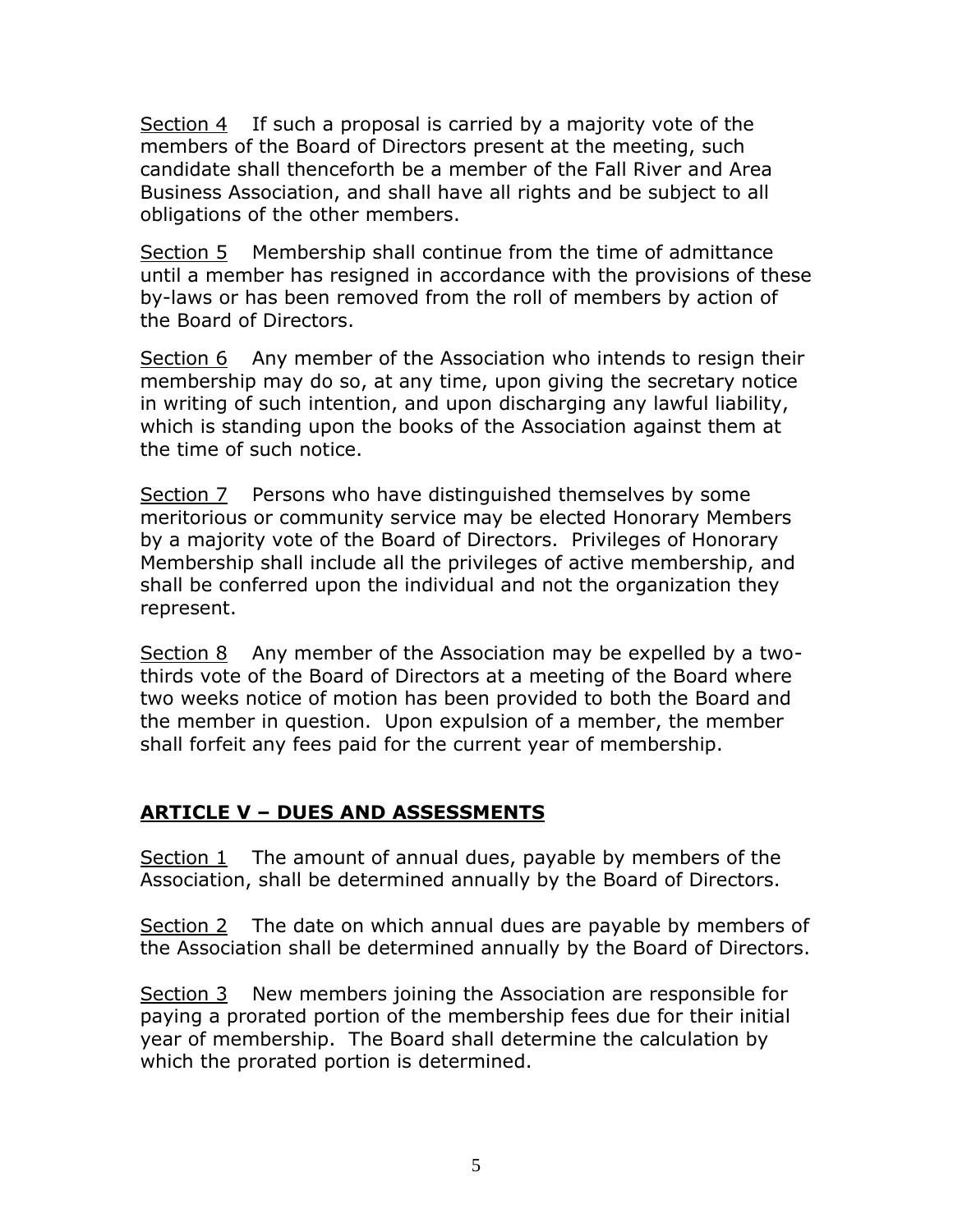Section 4 If such a proposal is carried by a majority vote of the members of the Board of Directors present at the meeting, such candidate shall thenceforth be a member of the Fall River and Area Business Association, and shall have all rights and be subject to all obligations of the other members.

Section 5 Membership shall continue from the time of admittance until a member has resigned in accordance with the provisions of these by-laws or has been removed from the roll of members by action of the Board of Directors.

Section 6 Any member of the Association who intends to resign their membership may do so, at any time, upon giving the secretary notice in writing of such intention, and upon discharging any lawful liability, which is standing upon the books of the Association against them at the time of such notice.

Section 7 Persons who have distinguished themselves by some meritorious or community service may be elected Honorary Members by a majority vote of the Board of Directors. Privileges of Honorary Membership shall include all the privileges of active membership, and shall be conferred upon the individual and not the organization they represent.

Section 8 Any member of the Association may be expelled by a two-thirds vote of the Board of Directors at a meeting of the Board where two weeks notice of motion has been provided to both the Board and the member in question. Upon expulsion of a member, the member shall forfeit any fees paid for the current year of membership.

## ARTICLE V – DUES AND ASSESSMENTS

Section 1 The amount of annual dues, payable by members of the Association, shall be determined annually by the Board of Directors.

Section 2 The date on which annual dues are payable by members of the Association shall be determined annually by the Board of Directors.

Section 3 New members joining the Association are responsible for paying a prorated portion of the membership fees due for their initial year of membership. The Board shall determine the calculation by which the prorated portion is determined.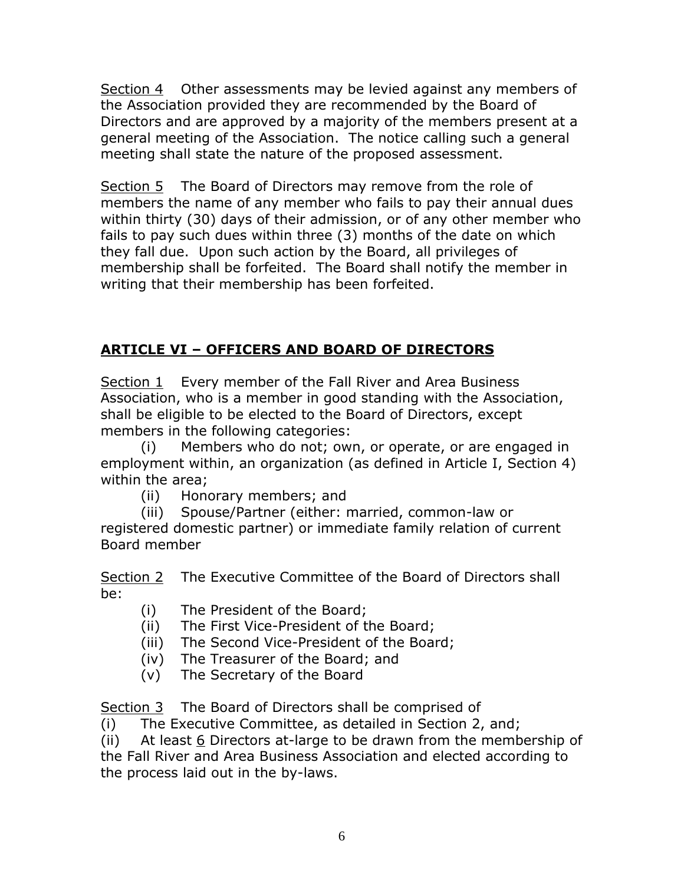<u>Section 4</u> Other assessments may be levied against any members of the Association provided they are recommended by the Board of Directors and are approved by a majority of the members present at a general meeting of the Association. The notice calling such a general meeting shall state the nature of the proposed assessment.

<u>Section 5</u> The Board of Directors may remove from the role of members the name of any member who fails to pay their annual dues within thirty (30) days of their admission, or of any other member who fails to pay such dues within three (3) months of the date on which they fall due. Upon such action by the Board, all privileges of membership shall be forfeited. The Board shall notify the member in writing that their membership has been forfeited.

## **ARTICLE VI – OFFICERS AND BOARD OF DIRECTORS**

<u>Section 1</u> Every member of the Fall River and Area Business Association, who is a member in good standing with the Association, shall be eligible to be elected to the Board of Directors, except members in the following categories:

(i) Members who do not; own, or operate, or are engaged in employment within, an organization (as defined in Article I, Section 4) within the area;

(ii) Honorary members; and

(iii) Spouse/Partner (either: married, common-law or registered domestic partner) or immediate family relation of current Board member

<u>Section 2</u> The Executive Committee of the Board of Directors shall be:

(i) The President of the Board;
(ii) The First Vice-President of the Board;
(iii) The Second Vice-President of the Board;
(iv) The Treasurer of the Board; and
(v) The Secretary of the Board

<u>Section 3</u> The Board of Directors shall be comprised of

(i) The Executive Committee, as detailed in Section 2, and;

(ii) At least <u>6</u> Directors at-large to be drawn from the membership of the Fall River and Area Business Association and elected according to the process laid out in the by-laws.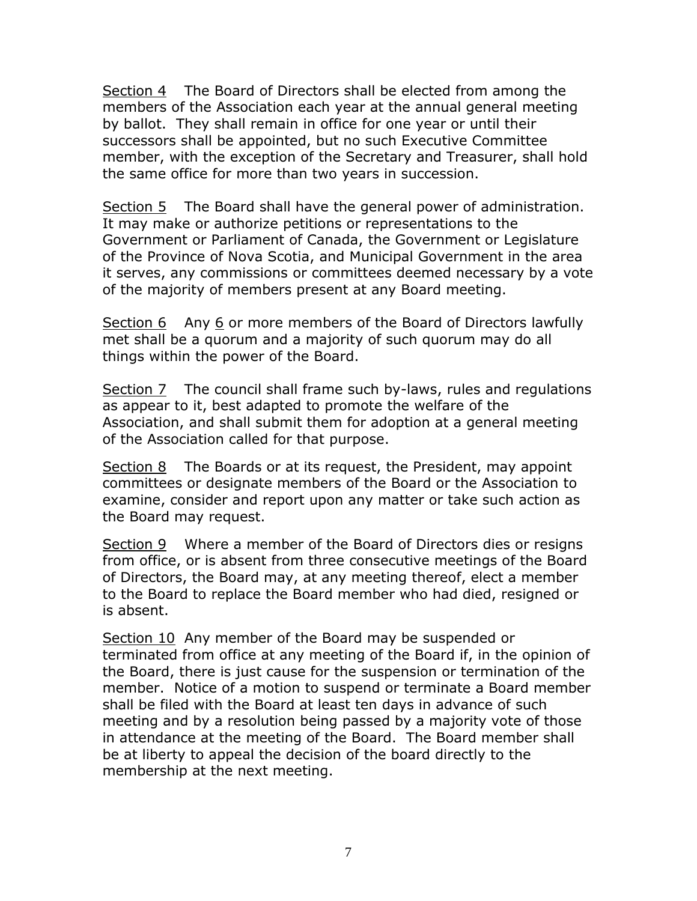<u>Section 4</u> The Board of Directors shall be elected from among the members of the Association each year at the annual general meeting by ballot. They shall remain in office for one year or until their successors shall be appointed, but no such Executive Committee member, with the exception of the Secretary and Treasurer, shall hold the same office for more than two years in succession.

<u>Section 5</u> The Board shall have the general power of administration. It may make or authorize petitions or representations to the Government or Parliament of Canada, the Government or Legislature of the Province of Nova Scotia, and Municipal Government in the area it serves, any commissions or committees deemed necessary by a vote of the majority of members present at any Board meeting.

<u>Section 6</u> Any <u>6</u> or more members of the Board of Directors lawfully met shall be a quorum and a majority of such quorum may do all things within the power of the Board.

<u>Section 7</u> The council shall frame such by-laws, rules and regulations as appear to it, best adapted to promote the welfare of the Association, and shall submit them for adoption at a general meeting of the Association called for that purpose.

<u>Section 8</u> The Boards or at its request, the President, may appoint committees or designate members of the Board or the Association to examine, consider and report upon any matter or take such action as the Board may request.

<u>Section 9</u> Where a member of the Board of Directors dies or resigns from office, or is absent from three consecutive meetings of the Board of Directors, the Board may, at any meeting thereof, elect a member to the Board to replace the Board member who had died, resigned or is absent.

<u>Section 10</u> Any member of the Board may be suspended or terminated from office at any meeting of the Board if, in the opinion of the Board, there is just cause for the suspension or termination of the member. Notice of a motion to suspend or terminate a Board member shall be filed with the Board at least ten days in advance of such meeting and by a resolution being passed by a majority vote of those in attendance at the meeting of the Board. The Board member shall be at liberty to appeal the decision of the board directly to the membership at the next meeting.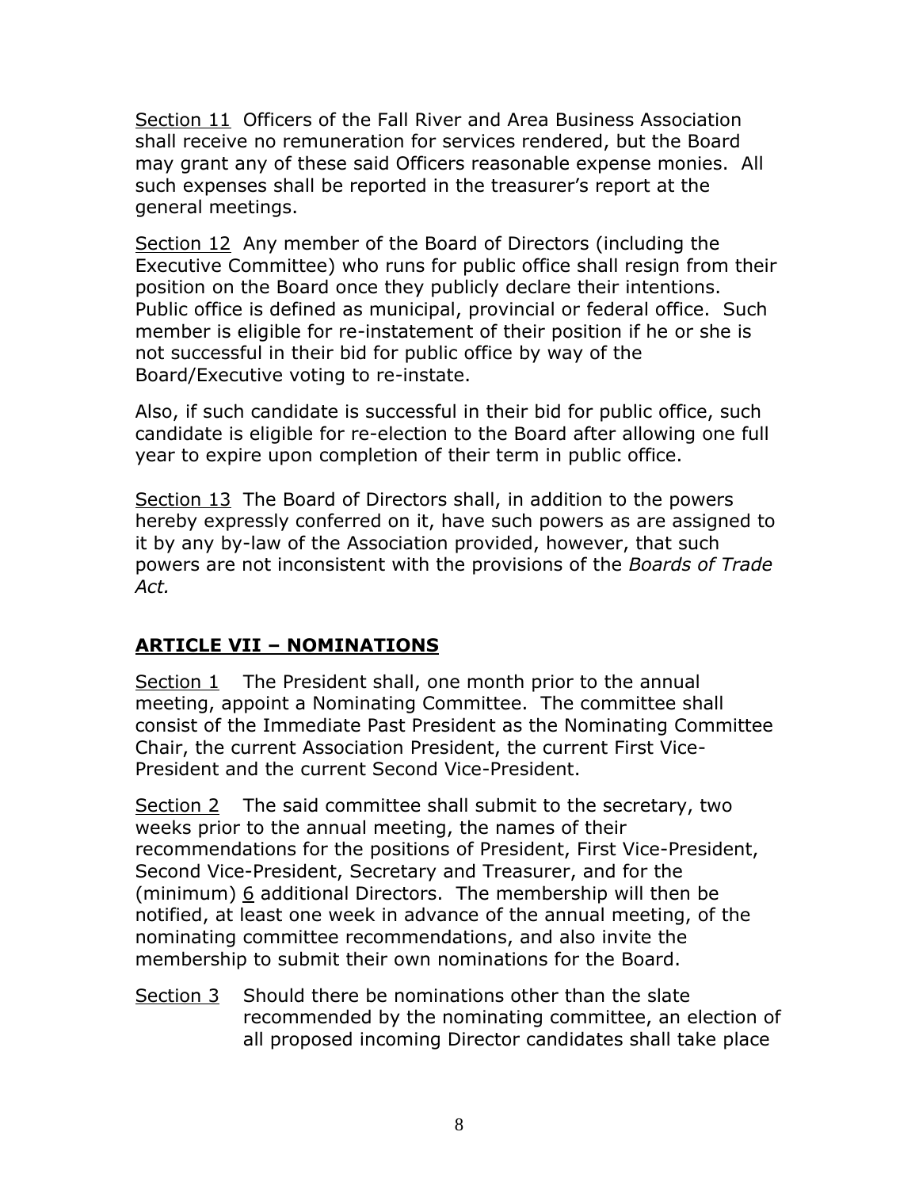Section 11  Officers of the Fall River and Area Business Association shall receive no remuneration for services rendered, but the Board may grant any of these said Officers reasonable expense monies.  All such expenses shall be reported in the treasurer's report at the general meetings.

Section 12  Any member of the Board of Directors (including the Executive Committee) who runs for public office shall resign from their position on the Board once they publicly declare their intentions.  Public office is defined as municipal, provincial or federal office.  Such member is eligible for re-instatement of their position if he or she is not successful in their bid for public office by way of the Board/Executive voting to re-instate.

Also, if such candidate is successful in their bid for public office, such candidate is eligible for re-election to the Board after allowing one full year to expire upon completion of their term in public office.

Section 13  The Board of Directors shall, in addition to the powers hereby expressly conferred on it, have such powers as are assigned to it by any by-law of the Association provided, however, that such powers are not inconsistent with the provisions of the *Boards of Trade Act.*

## ARTICLE VII – NOMINATIONS

Section 1  The President shall, one month prior to the annual meeting, appoint a Nominating Committee.  The committee shall consist of the Immediate Past President as the Nominating Committee Chair, the current Association President, the current First Vice-President and the current Second Vice-President.

Section 2  The said committee shall submit to the secretary, two weeks prior to the annual meeting, the names of their recommendations for the positions of President, First Vice-President, Second Vice-President, Secretary and Treasurer, and for the (minimum) 6 additional Directors.  The membership will then be notified, at least one week in advance of the annual meeting, of the nominating committee recommendations, and also invite the membership to submit their own nominations for the Board.

Section 3  Should there be nominations other than the slate recommended by the nominating committee, an election of all proposed incoming Director candidates shall take place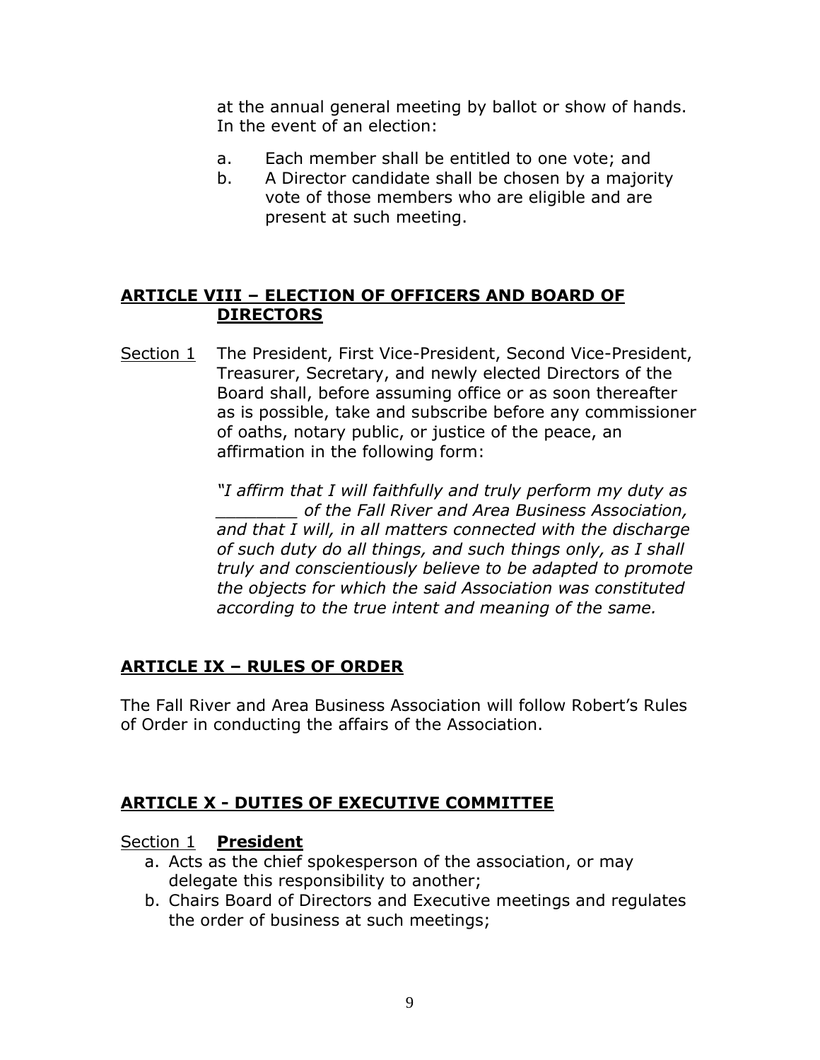at the annual general meeting by ballot or show of hands. In the event of an election:

a. Each member shall be entitled to one vote; and
b. A Director candidate shall be chosen by a majority vote of those members who are eligible and are present at such meeting.

## ARTICLE VIII – ELECTION OF OFFICERS AND BOARD OF DIRECTORS

Section 1 The President, First Vice-President, Second Vice-President, Treasurer, Secretary, and newly elected Directors of the Board shall, before assuming office or as soon thereafter as is possible, take and subscribe before any commissioner of oaths, notary public, or justice of the peace, an affirmation in the following form:

*"I affirm that I will faithfully and truly perform my duty as ________ of the Fall River and Area Business Association, and that I will, in all matters connected with the discharge of such duty do all things, and such things only, as I shall truly and conscientiously believe to be adapted to promote the objects for which the said Association was constituted according to the true intent and meaning of the same.*

## ARTICLE IX – RULES OF ORDER

The Fall River and Area Business Association will follow Robert's Rules of Order in conducting the affairs of the Association.

## ARTICLE X - DUTIES OF EXECUTIVE COMMITTEE

Section 1 **President**

a. Acts as the chief spokesperson of the association, or may delegate this responsibility to another;
b. Chairs Board of Directors and Executive meetings and regulates the order of business at such meetings;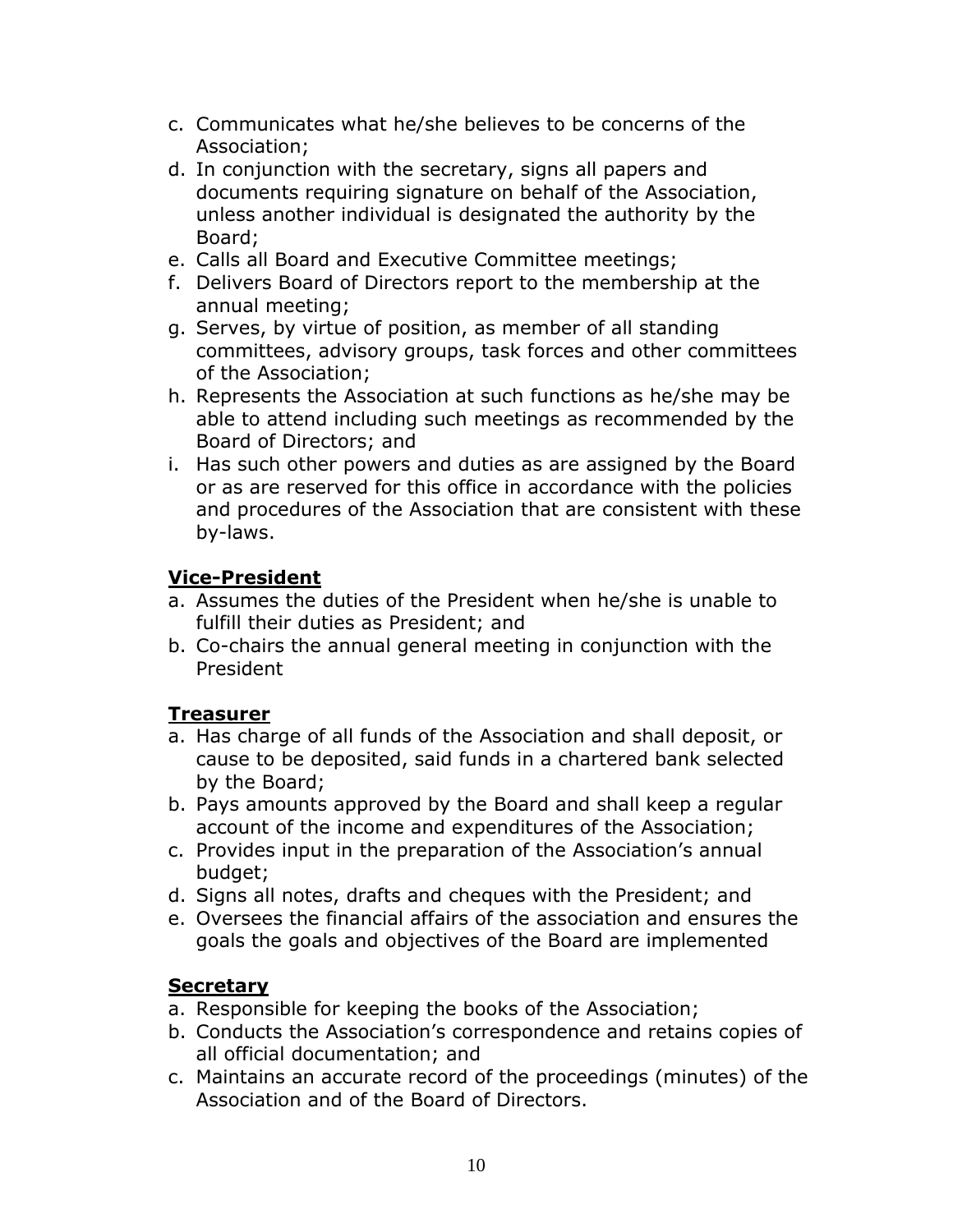c. Communicates what he/she believes to be concerns of the Association;
d. In conjunction with the secretary, signs all papers and documents requiring signature on behalf of the Association, unless another individual is designated the authority by the Board;
e. Calls all Board and Executive Committee meetings;
f. Delivers Board of Directors report to the membership at the annual meeting;
g. Serves, by virtue of position, as member of all standing committees, advisory groups, task forces and other committees of the Association;
h. Represents the Association at such functions as he/she may be able to attend including such meetings as recommended by the Board of Directors; and
i. Has such other powers and duties as are assigned by the Board or as are reserved for this office in accordance with the policies and procedures of the Association that are consistent with these by-laws.

**<u>Vice-President</u>**

a. Assumes the duties of the President when he/she is unable to fulfill their duties as President; and
b. Co-chairs the annual general meeting in conjunction with the President

**<u>Treasurer</u>**

a. Has charge of all funds of the Association and shall deposit, or cause to be deposited, said funds in a chartered bank selected by the Board;
b. Pays amounts approved by the Board and shall keep a regular account of the income and expenditures of the Association;
c. Provides input in the preparation of the Association's annual budget;
d. Signs all notes, drafts and cheques with the President; and
e. Oversees the financial affairs of the association and ensures the goals the goals and objectives of the Board are implemented

**<u>Secretary</u>**

a. Responsible for keeping the books of the Association;
b. Conducts the Association's correspondence and retains copies of all official documentation; and
c. Maintains an accurate record of the proceedings (minutes) of the Association and of the Board of Directors.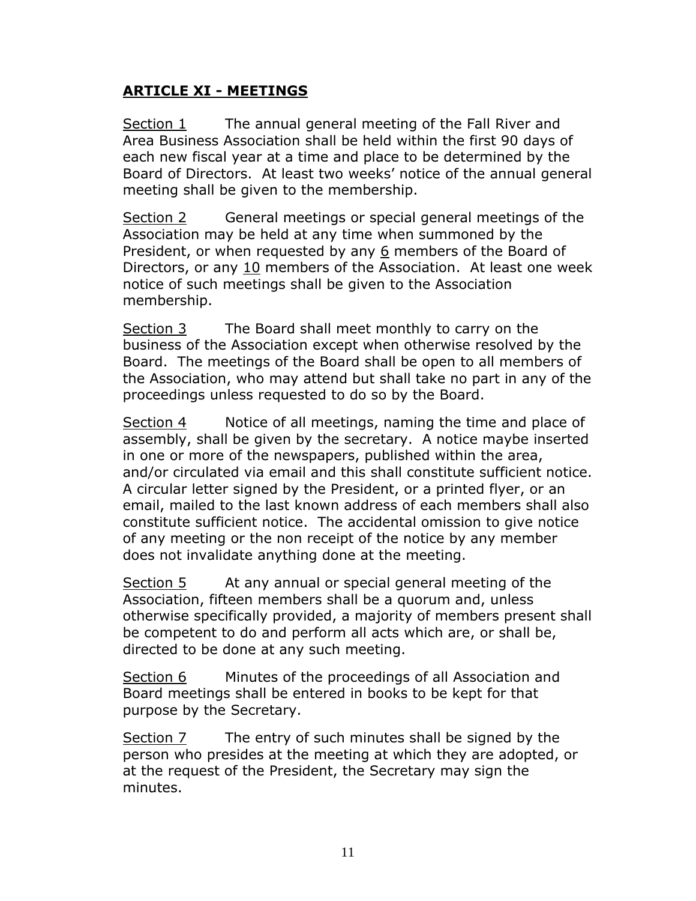## **ARTICLE XI - MEETINGS**

Section 1 The annual general meeting of the Fall River and Area Business Association shall be held within the first 90 days of each new fiscal year at a time and place to be determined by the Board of Directors. At least two weeks' notice of the annual general meeting shall be given to the membership.

Section 2 General meetings or special general meetings of the Association may be held at any time when summoned by the President, or when requested by any 6 members of the Board of Directors, or any 10 members of the Association. At least one week notice of such meetings shall be given to the Association membership.

Section 3 The Board shall meet monthly to carry on the business of the Association except when otherwise resolved by the Board. The meetings of the Board shall be open to all members of the Association, who may attend but shall take no part in any of the proceedings unless requested to do so by the Board.

Section 4 Notice of all meetings, naming the time and place of assembly, shall be given by the secretary. A notice maybe inserted in one or more of the newspapers, published within the area, and/or circulated via email and this shall constitute sufficient notice. A circular letter signed by the President, or a printed flyer, or an email, mailed to the last known address of each members shall also constitute sufficient notice. The accidental omission to give notice of any meeting or the non receipt of the notice by any member does not invalidate anything done at the meeting.

Section 5 At any annual or special general meeting of the Association, fifteen members shall be a quorum and, unless otherwise specifically provided, a majority of members present shall be competent to do and perform all acts which are, or shall be, directed to be done at any such meeting.

Section 6 Minutes of the proceedings of all Association and Board meetings shall be entered in books to be kept for that purpose by the Secretary.

Section 7 The entry of such minutes shall be signed by the person who presides at the meeting at which they are adopted, or at the request of the President, the Secretary may sign the minutes.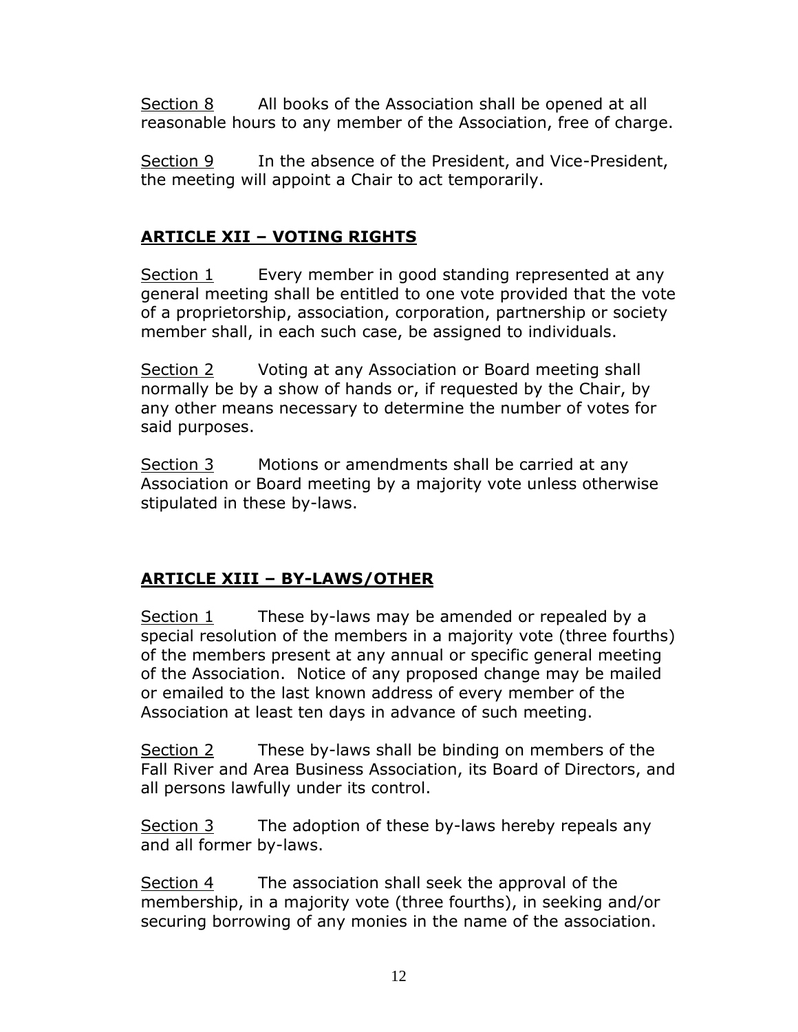Section 8 All books of the Association shall be opened at all reasonable hours to any member of the Association, free of charge.

Section 9 In the absence of the President, and Vice-President, the meeting will appoint a Chair to act temporarily.

## ARTICLE XII – VOTING RIGHTS

Section 1 Every member in good standing represented at any general meeting shall be entitled to one vote provided that the vote of a proprietorship, association, corporation, partnership or society member shall, in each such case, be assigned to individuals.

Section 2 Voting at any Association or Board meeting shall normally be by a show of hands or, if requested by the Chair, by any other means necessary to determine the number of votes for said purposes.

Section 3 Motions or amendments shall be carried at any Association or Board meeting by a majority vote unless otherwise stipulated in these by-laws.

## ARTICLE XIII – BY-LAWS/OTHER

Section 1 These by-laws may be amended or repealed by a special resolution of the members in a majority vote (three fourths) of the members present at any annual or specific general meeting of the Association. Notice of any proposed change may be mailed or emailed to the last known address of every member of the Association at least ten days in advance of such meeting.

Section 2 These by-laws shall be binding on members of the Fall River and Area Business Association, its Board of Directors, and all persons lawfully under its control.

Section 3 The adoption of these by-laws hereby repeals any and all former by-laws.

Section 4 The association shall seek the approval of the membership, in a majority vote (three fourths), in seeking and/or securing borrowing of any monies in the name of the association.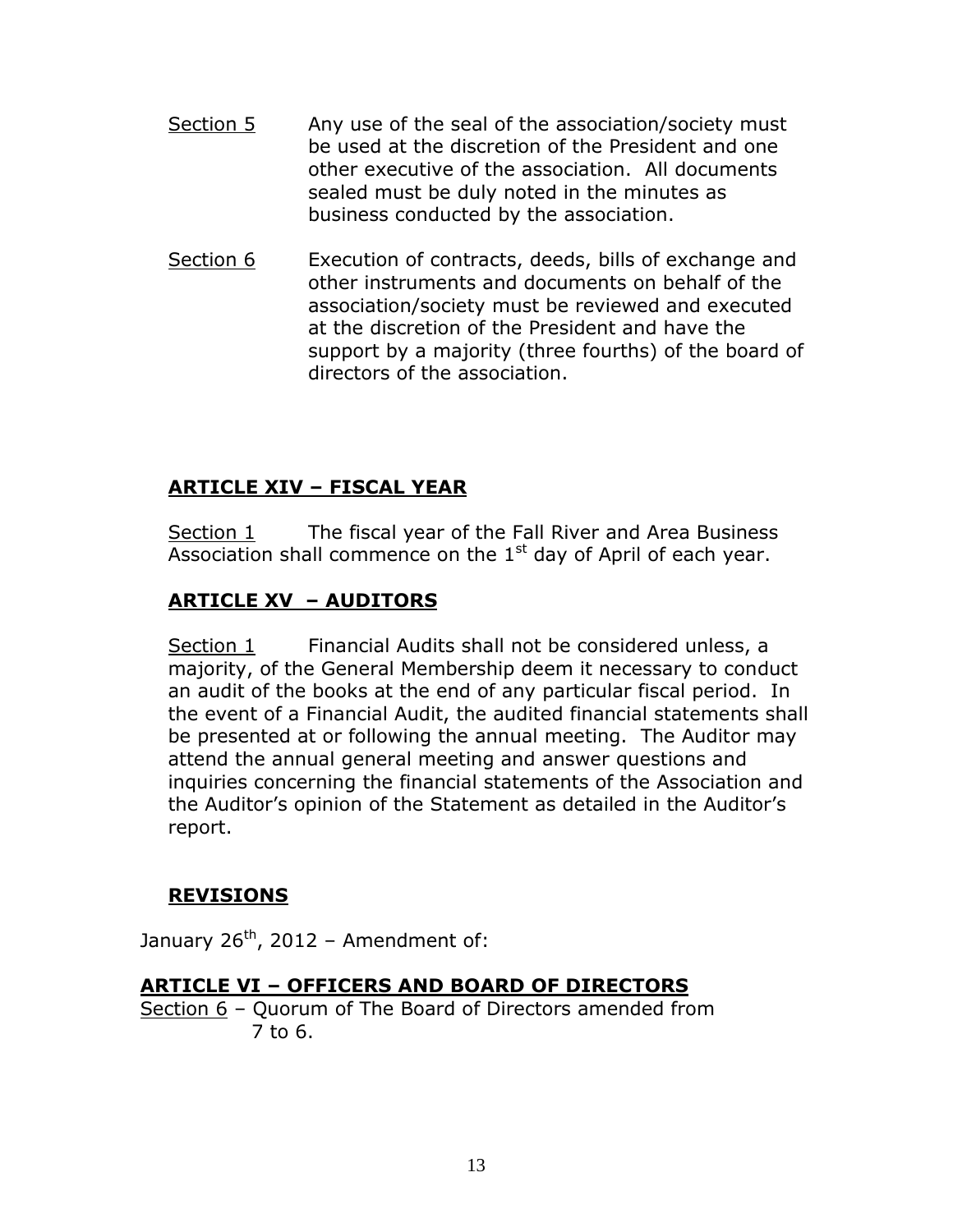Section 5 Any use of the seal of the association/society must be used at the discretion of the President and one other executive of the association. All documents sealed must be duly noted in the minutes as business conducted by the association.

Section 6 Execution of contracts, deeds, bills of exchange and other instruments and documents on behalf of the association/society must be reviewed and executed at the discretion of the President and have the support by a majority (three fourths) of the board of directors of the association.

## ARTICLE XIV – FISCAL YEAR

Section 1 The fiscal year of the Fall River and Area Business Association shall commence on the 1st day of April of each year.

## ARTICLE XV – AUDITORS

Section 1 Financial Audits shall not be considered unless, a majority, of the General Membership deem it necessary to conduct an audit of the books at the end of any particular fiscal period. In the event of a Financial Audit, the audited financial statements shall be presented at or following the annual meeting. The Auditor may attend the annual general meeting and answer questions and inquiries concerning the financial statements of the Association and the Auditor's opinion of the Statement as detailed in the Auditor's report.

## REVISIONS

January 26th, 2012 – Amendment of:

## ARTICLE VI – OFFICERS AND BOARD OF DIRECTORS

Section 6 – Quorum of The Board of Directors amended from 7 to 6.